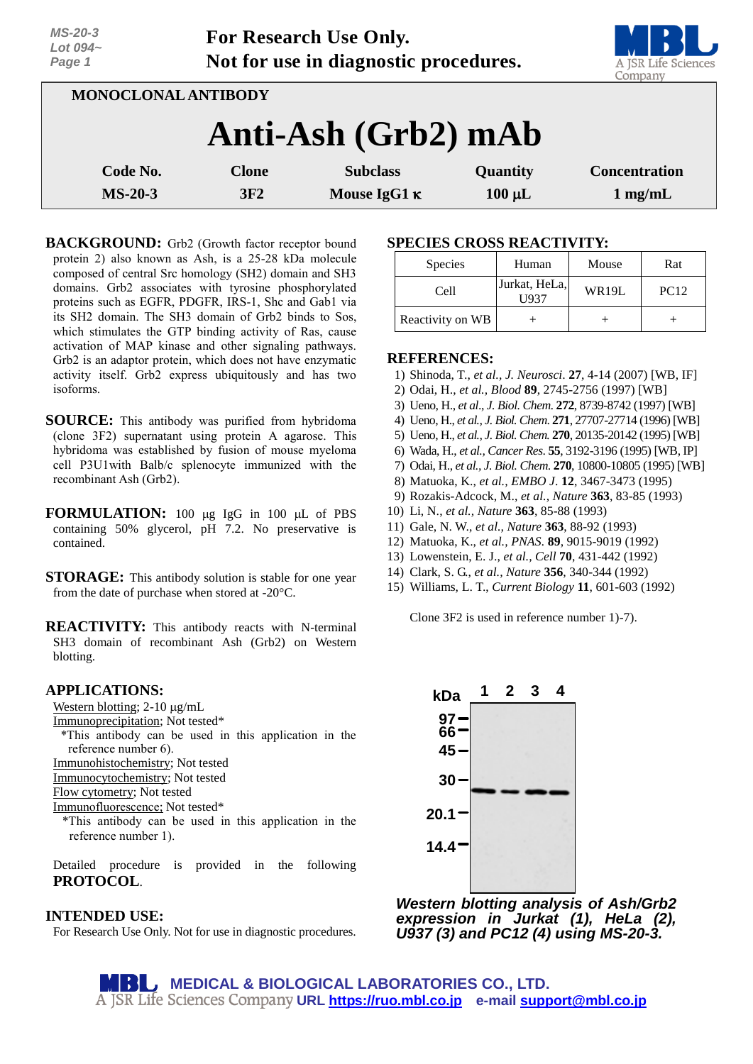For Research Use Only.
Not for use in diagnostic procedures.

MONOCLONAL ANTIBODY

# Anti-Ash (Grb2) mAb

| Code No. | Clone | Subclass | Quantity | Concentration |
|---|---|---|---|---|
| MS-20-3 | 3F2 | Mouse IgG1 κ | 100 µL | 1 mg/mL |

**BACKGROUND:** Grb2 (Growth factor receptor bound protein 2) also known as Ash, is a 25-28 kDa molecule composed of central Src homology (SH2) domain and SH3 domains. Grb2 associates with tyrosine phosphorylated proteins such as EGFR, PDGFR, IRS-1, Shc and Gab1 via its SH2 domain. The SH3 domain of Grb2 binds to Sos, which stimulates the GTP binding activity of Ras, cause activation of MAP kinase and other signaling pathways. Grb2 is an adaptor protein, which does not have enzymatic activity itself. Grb2 express ubiquitously and has two isoforms.

**SOURCE:** This antibody was purified from hybridoma (clone 3F2) supernatant using protein A agarose. This hybridoma was established by fusion of mouse myeloma cell P3U1with Balb/c splenocyte immunized with the recombinant Ash (Grb2).

**FORMULATION:** 100 µg IgG in 100 µL of PBS containing 50% glycerol, pH 7.2. No preservative is contained.

**STORAGE:** This antibody solution is stable for one year from the date of purchase when stored at -20°C.

**REACTIVITY:** This antibody reacts with N-terminal SH3 domain of recombinant Ash (Grb2) on Western blotting.

**APPLICATIONS:**

Western blotting; 2-10 µg/mL
Immunoprecipitation; Not tested*
*This antibody can be used in this application in the reference number 6).
Immunohistochemistry; Not tested
Immunocytochemistry; Not tested
Flow cytometry; Not tested
Immunofluorescence; Not tested*
*This antibody can be used in this application in the reference number 1).

Detailed procedure is provided in the following **PROTOCOL**.

**INTENDED USE:**
For Research Use Only. Not for use in diagnostic procedures.

**SPECIES CROSS REACTIVITY:**

| Species | Human | Mouse | Rat |
|---|---|---|---|
| Cell | Jurkat, HeLa, U937 | WR19L | PC12 |
| Reactivity on WB | + | + | + |

**REFERENCES:**

1) Shinoda, T., *et al., J. Neurosci*. **27**, 4-14 (2007) [WB, IF]
2) Odai, H., *et al., Blood* **89**, 2745-2756 (1997) [WB]
3) Ueno, H., *et al., J. Biol. Chem.* **272**, 8739-8742 (1997) [WB]
4) Ueno, H., *et al., J. Biol. Chem.* **271**, 27707-27714 (1996) [WB]
5) Ueno, H., *et al., J. Biol. Chem.* **270**, 20135-20142 (1995) [WB]
6) Wada, H., *et al., Cancer Res.* **55**, 3192-3196 (1995) [WB, IP]
7) Odai, H., *et al., J. Biol. Chem.* **270**, 10800-10805 (1995) [WB]
8) Matuoka, K., *et al., EMBO J*. **12**, 3467-3473 (1995)
9) Rozakis-Adcock, M., *et al., Nature* **363**, 83-85 (1993)
10) Li, N., *et al., Nature* **363**, 85-88 (1993)
11) Gale, N. W., *et al., Nature* **363**, 88-92 (1993)
12) Matuoka, K., *et al., PNAS*. **89**, 9015-9019 (1992)
13) Lowenstein, E. J., *et al., Cell* **70**, 431-442 (1992)
14) Clark, S. G., *et al., Nature* **356**, 340-344 (1992)
15) Williams, L. T., *Current Biology* **11**, 601-603 (1992)

Clone 3F2 is used in reference number 1)-7).

***Western blotting analysis of Ash/Grb2 expression in Jurkat (1), HeLa (2), U937 (3) and PC12 (4) using MS-20-3.***

MEDICAL & BIOLOGICAL LABORATORIES CO., LTD.
A JSR Life Sciences Company URL https://ruo.mbl.co.jp e-mail support@mbl.co.jp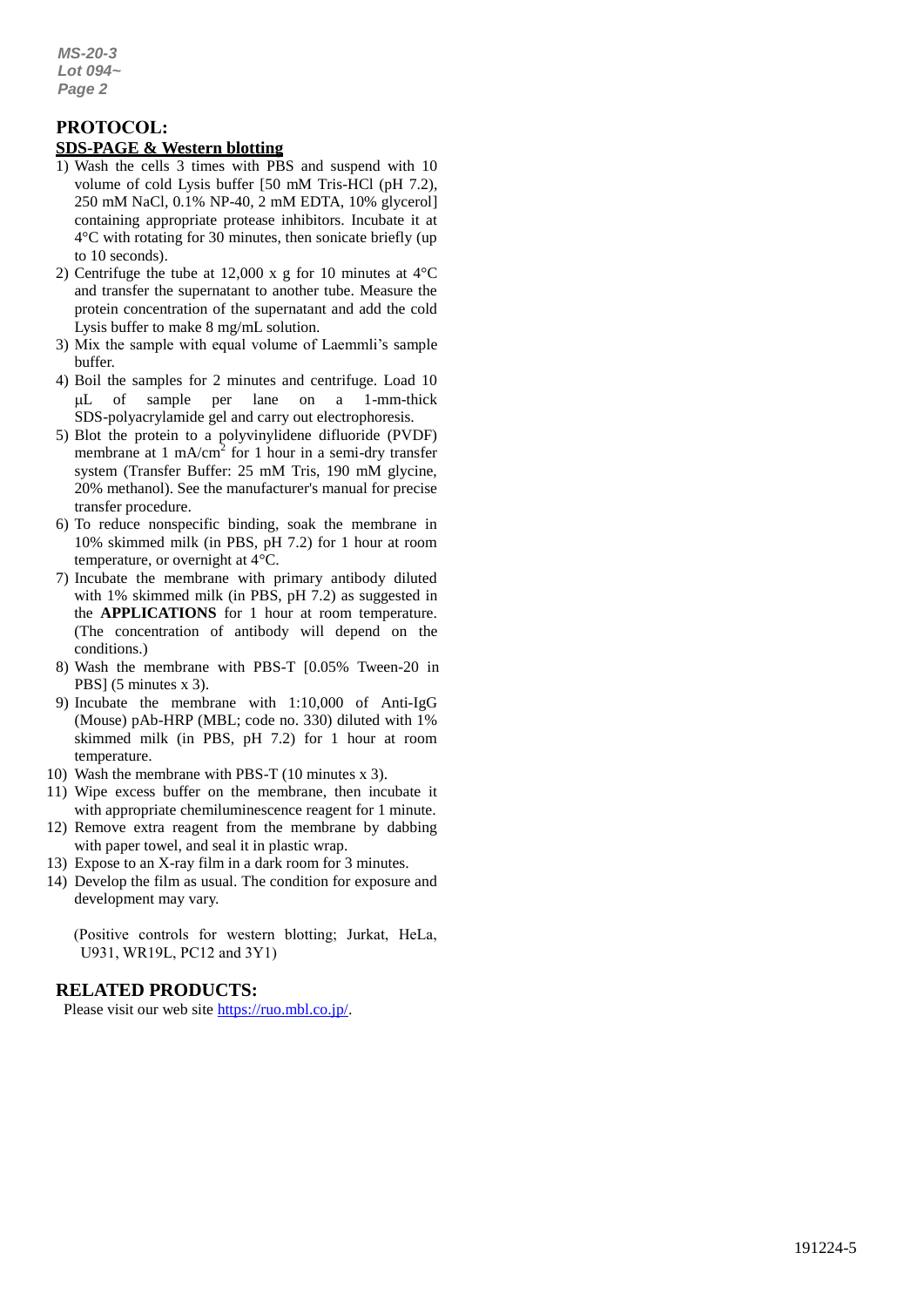## PROTOCOL:

### SDS-PAGE & Western blotting

1) Wash the cells 3 times with PBS and suspend with 10 volume of cold Lysis buffer [50 mM Tris-HCl (pH 7.2), 250 mM NaCl, 0.1% NP-40, 2 mM EDTA, 10% glycerol] containing appropriate protease inhibitors. Incubate it at 4°C with rotating for 30 minutes, then sonicate briefly (up to 10 seconds).
2) Centrifuge the tube at 12,000 x g for 10 minutes at 4°C and transfer the supernatant to another tube. Measure the protein concentration of the supernatant and add the cold Lysis buffer to make 8 mg/mL solution.
3) Mix the sample with equal volume of Laemmli's sample buffer.
4) Boil the samples for 2 minutes and centrifuge. Load 10 μL of sample per lane on a 1-mm-thick SDS-polyacrylamide gel and carry out electrophoresis.
5) Blot the protein to a polyvinylidene difluoride (PVDF) membrane at 1 mA/$cm^2$ for 1 hour in a semi-dry transfer system (Transfer Buffer: 25 mM Tris, 190 mM glycine, 20% methanol). See the manufacturer's manual for precise transfer procedure.
6) To reduce nonspecific binding, soak the membrane in 10% skimmed milk (in PBS, pH 7.2) for 1 hour at room temperature, or overnight at 4°C.
7) Incubate the membrane with primary antibody diluted with 1% skimmed milk (in PBS, pH 7.2) as suggested in the **APPLICATIONS** for 1 hour at room temperature. (The concentration of antibody will depend on the conditions.)
8) Wash the membrane with PBS-T [0.05% Tween-20 in PBS] (5 minutes x 3).
9) Incubate the membrane with 1:10,000 of Anti-IgG (Mouse) pAb-HRP (MBL; code no. 330) diluted with 1% skimmed milk (in PBS, pH 7.2) for 1 hour at room temperature.
10) Wash the membrane with PBS-T (10 minutes x 3).
11) Wipe excess buffer on the membrane, then incubate it with appropriate chemiluminescence reagent for 1 minute.
12) Remove extra reagent from the membrane by dabbing with paper towel, and seal it in plastic wrap.
13) Expose to an X-ray film in a dark room for 3 minutes.
14) Develop the film as usual. The condition for exposure and development may vary.

(Positive controls for western blotting; Jurkat, HeLa, U931, WR19L, PC12 and 3Y1)

## RELATED PRODUCTS:

Please visit our web site https://ruo.mbl.co.jp/.